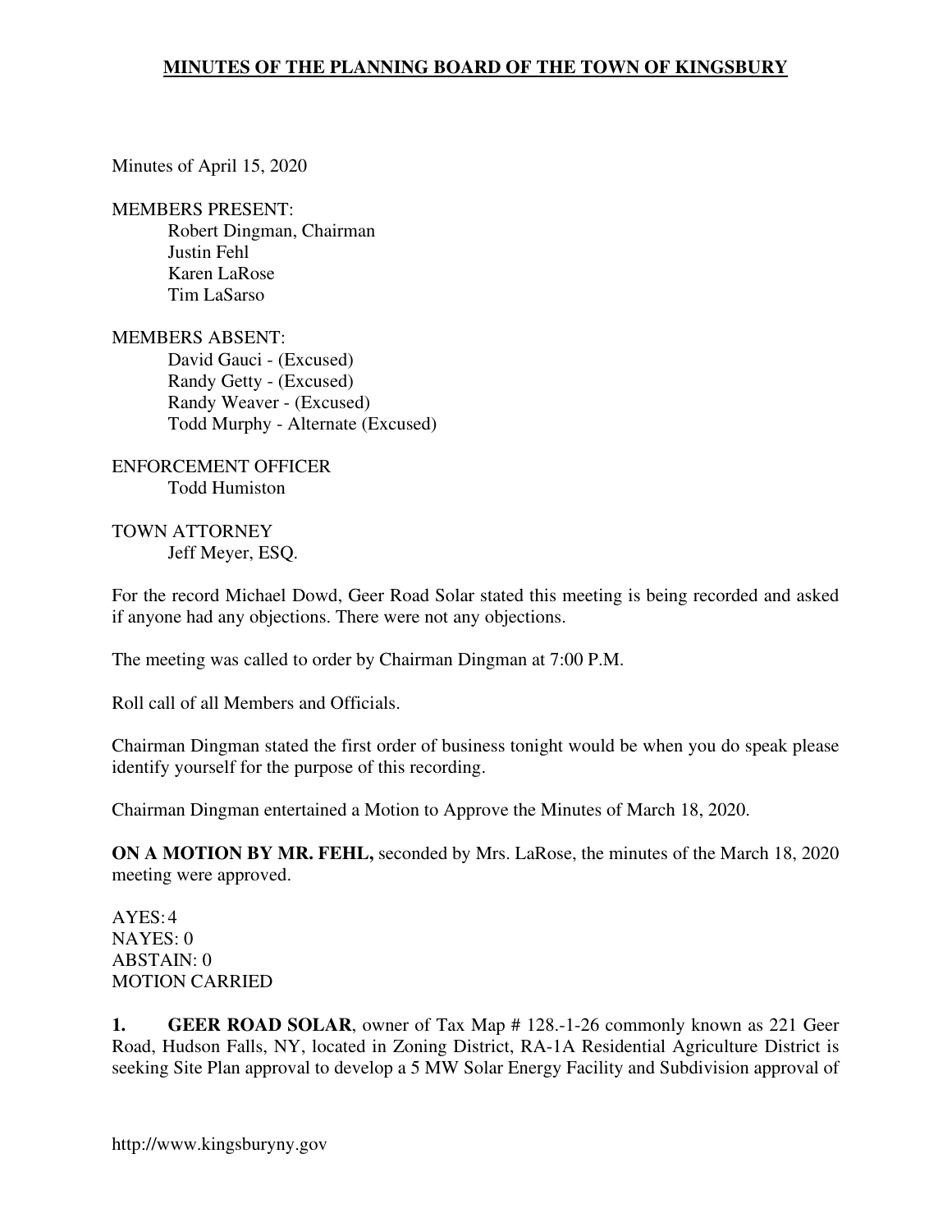# MINUTES OF THE PLANNING BOARD OF THE TOWN OF KINGSBURY

Minutes of April 15, 2020

MEMBERS PRESENT:
Robert Dingman, Chairman
Justin Fehl
Karen LaRose
Tim LaSarso

MEMBERS ABSENT:
David Gauci - (Excused)
Randy Getty - (Excused)
Randy Weaver - (Excused)
Todd Murphy - Alternate (Excused)

ENFORCEMENT OFFICER
Todd Humiston

TOWN ATTORNEY
Jeff Meyer, ESQ.

For the record Michael Dowd, Geer Road Solar stated this meeting is being recorded and asked if anyone had any objections. There were not any objections.

The meeting was called to order by Chairman Dingman at 7:00 P.M.

Roll call of all Members and Officials.

Chairman Dingman stated the first order of business tonight would be when you do speak please identify yourself for the purpose of this recording.

Chairman Dingman entertained a Motion to Approve the Minutes of March 18, 2020.

**ON A MOTION BY MR. FEHL,** seconded by Mrs. LaRose, the minutes of the March 18, 2020 meeting were approved.

AYES: 4
NAYES: 0
ABSTAIN: 0
MOTION CARRIED

**1. GEER ROAD SOLAR**, owner of Tax Map # 128.-1-26 commonly known as 221 Geer Road, Hudson Falls, NY, located in Zoning District, RA-1A Residential Agriculture District is seeking Site Plan approval to develop a 5 MW Solar Energy Facility and Subdivision approval of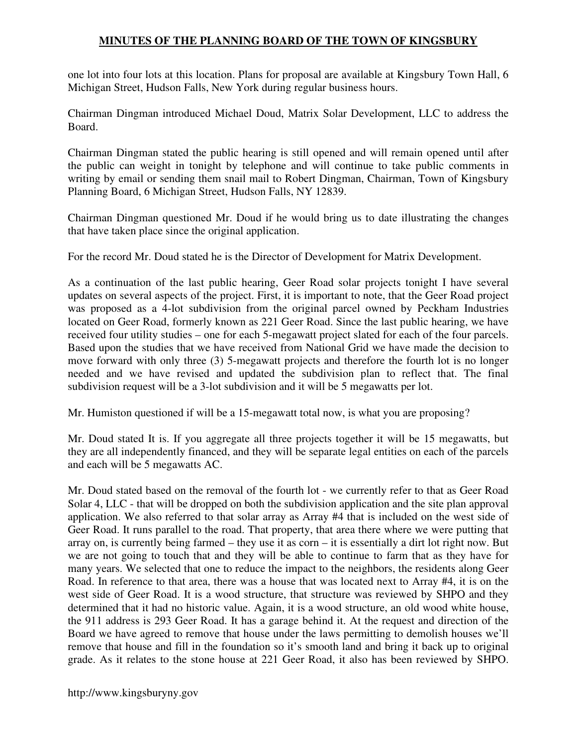one lot into four lots at this location. Plans for proposal are available at Kingsbury Town Hall, 6 Michigan Street, Hudson Falls, New York during regular business hours.

Chairman Dingman introduced Michael Doud, Matrix Solar Development, LLC to address the Board.

Chairman Dingman stated the public hearing is still opened and will remain opened until after the public can weight in tonight by telephone and will continue to take public comments in writing by email or sending them snail mail to Robert Dingman, Chairman, Town of Kingsbury Planning Board, 6 Michigan Street, Hudson Falls, NY 12839.

Chairman Dingman questioned Mr. Doud if he would bring us to date illustrating the changes that have taken place since the original application.

For the record Mr. Doud stated he is the Director of Development for Matrix Development.

As a continuation of the last public hearing, Geer Road solar projects tonight I have several updates on several aspects of the project. First, it is important to note, that the Geer Road project was proposed as a 4-lot subdivision from the original parcel owned by Peckham Industries located on Geer Road, formerly known as 221 Geer Road. Since the last public hearing, we have received four utility studies – one for each 5-megawatt project slated for each of the four parcels. Based upon the studies that we have received from National Grid we have made the decision to move forward with only three (3) 5-megawatt projects and therefore the fourth lot is no longer needed and we have revised and updated the subdivision plan to reflect that. The final subdivision request will be a 3-lot subdivision and it will be 5 megawatts per lot.

Mr. Humiston questioned if will be a 15-megawatt total now, is what you are proposing?

Mr. Doud stated It is. If you aggregate all three projects together it will be 15 megawatts, but they are all independently financed, and they will be separate legal entities on each of the parcels and each will be 5 megawatts AC.

Mr. Doud stated based on the removal of the fourth lot - we currently refer to that as Geer Road Solar 4, LLC - that will be dropped on both the subdivision application and the site plan approval application. We also referred to that solar array as Array #4 that is included on the west side of Geer Road. It runs parallel to the road. That property, that area there where we were putting that array on, is currently being farmed – they use it as corn – it is essentially a dirt lot right now. But we are not going to touch that and they will be able to continue to farm that as they have for many years. We selected that one to reduce the impact to the neighbors, the residents along Geer Road. In reference to that area, there was a house that was located next to Array #4, it is on the west side of Geer Road. It is a wood structure, that structure was reviewed by SHPO and they determined that it had no historic value. Again, it is a wood structure, an old wood white house, the 911 address is 293 Geer Road. It has a garage behind it. At the request and direction of the Board we have agreed to remove that house under the laws permitting to demolish houses we'll remove that house and fill in the foundation so it's smooth land and bring it back up to original grade. As it relates to the stone house at 221 Geer Road, it also has been reviewed by SHPO.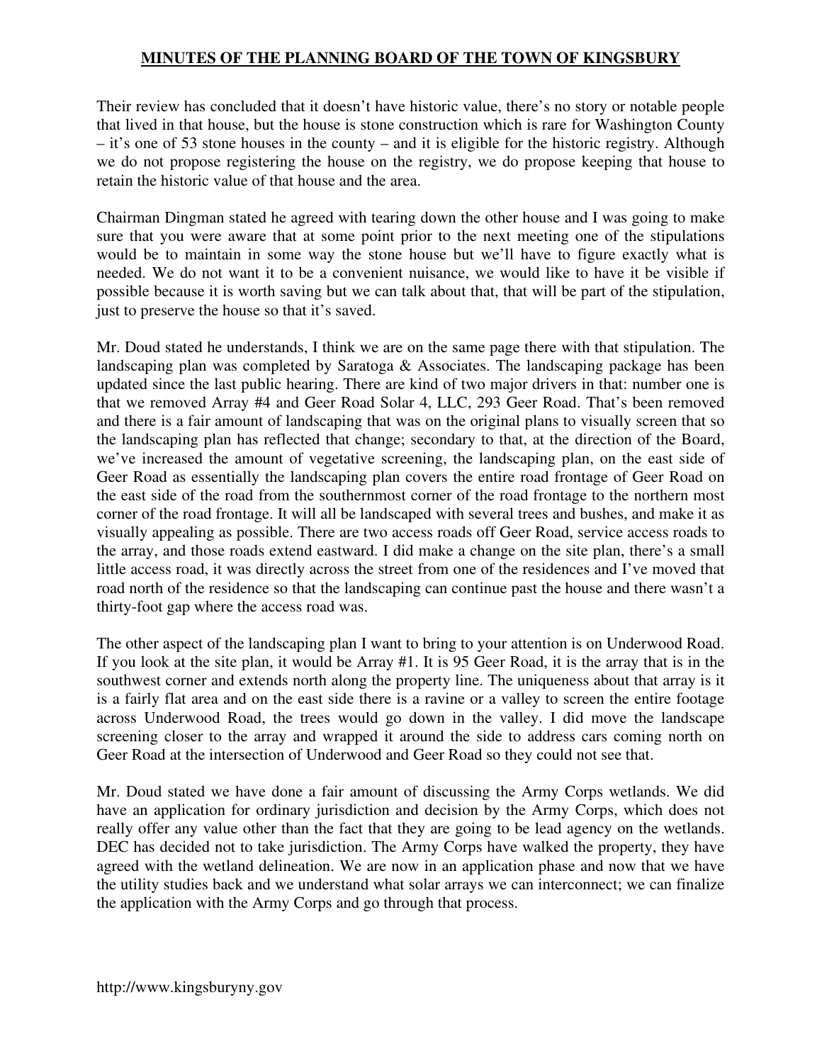Their review has concluded that it doesn't have historic value, there's no story or notable people that lived in that house, but the house is stone construction which is rare for Washington County – it's one of 53 stone houses in the county – and it is eligible for the historic registry. Although we do not propose registering the house on the registry, we do propose keeping that house to retain the historic value of that house and the area.

Chairman Dingman stated he agreed with tearing down the other house and I was going to make sure that you were aware that at some point prior to the next meeting one of the stipulations would be to maintain in some way the stone house but we'll have to figure exactly what is needed. We do not want it to be a convenient nuisance, we would like to have it be visible if possible because it is worth saving but we can talk about that, that will be part of the stipulation, just to preserve the house so that it's saved.

Mr. Doud stated he understands, I think we are on the same page there with that stipulation. The landscaping plan was completed by Saratoga & Associates. The landscaping package has been updated since the last public hearing. There are kind of two major drivers in that: number one is that we removed Array #4 and Geer Road Solar 4, LLC, 293 Geer Road. That's been removed and there is a fair amount of landscaping that was on the original plans to visually screen that so the landscaping plan has reflected that change; secondary to that, at the direction of the Board, we've increased the amount of vegetative screening, the landscaping plan, on the east side of Geer Road as essentially the landscaping plan covers the entire road frontage of Geer Road on the east side of the road from the southernmost corner of the road frontage to the northern most corner of the road frontage. It will all be landscaped with several trees and bushes, and make it as visually appealing as possible. There are two access roads off Geer Road, service access roads to the array, and those roads extend eastward. I did make a change on the site plan, there's a small little access road, it was directly across the street from one of the residences and I've moved that road north of the residence so that the landscaping can continue past the house and there wasn't a thirty-foot gap where the access road was.

The other aspect of the landscaping plan I want to bring to your attention is on Underwood Road. If you look at the site plan, it would be Array #1. It is 95 Geer Road, it is the array that is in the southwest corner and extends north along the property line. The uniqueness about that array is it is a fairly flat area and on the east side there is a ravine or a valley to screen the entire footage across Underwood Road, the trees would go down in the valley. I did move the landscape screening closer to the array and wrapped it around the side to address cars coming north on Geer Road at the intersection of Underwood and Geer Road so they could not see that.

Mr. Doud stated we have done a fair amount of discussing the Army Corps wetlands. We did have an application for ordinary jurisdiction and decision by the Army Corps, which does not really offer any value other than the fact that they are going to be lead agency on the wetlands. DEC has decided not to take jurisdiction. The Army Corps have walked the property, they have agreed with the wetland delineation. We are now in an application phase and now that we have the utility studies back and we understand what solar arrays we can interconnect; we can finalize the application with the Army Corps and go through that process.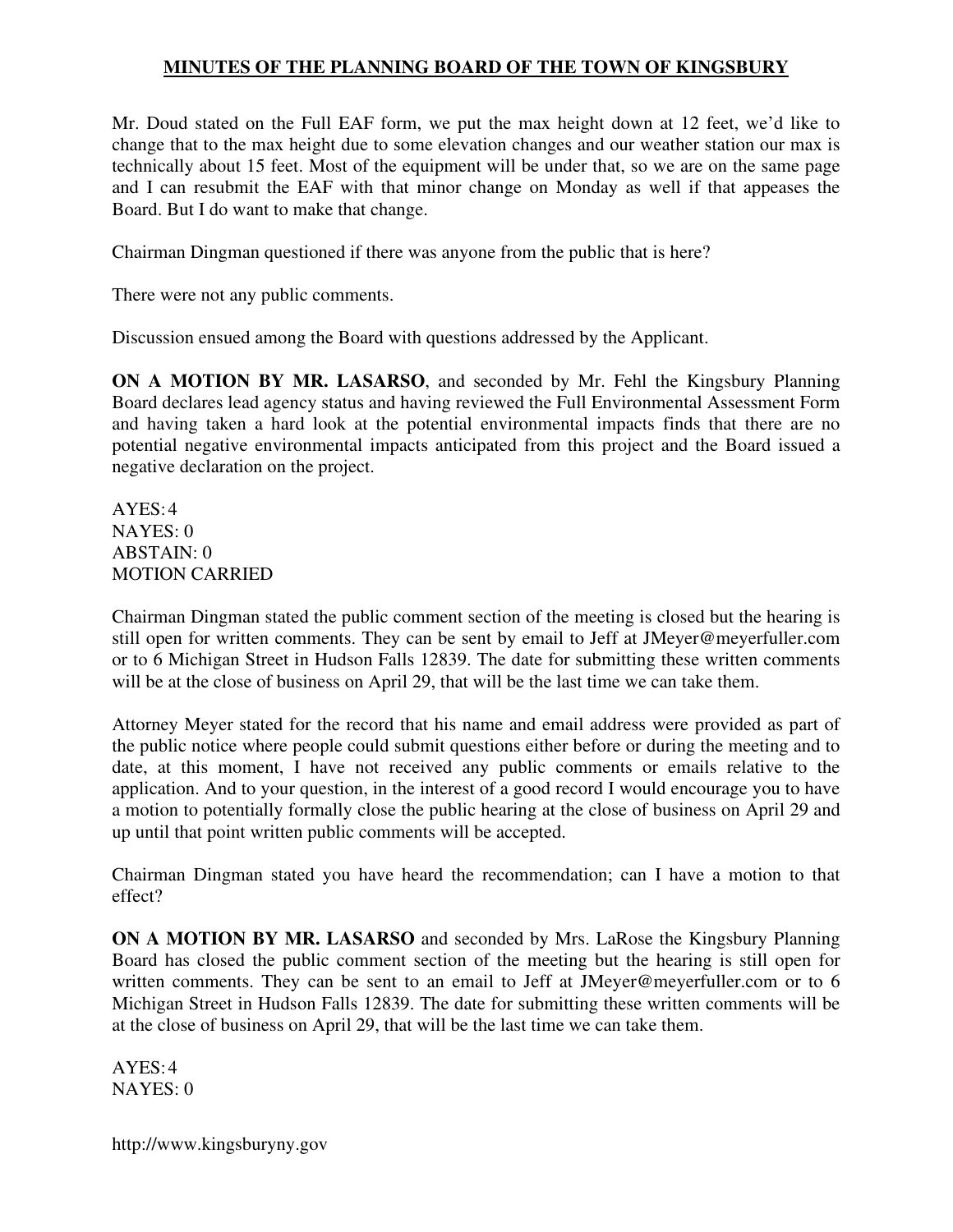Mr. Doud stated on the Full EAF form, we put the max height down at 12 feet, we'd like to change that to the max height due to some elevation changes and our weather station our max is technically about 15 feet. Most of the equipment will be under that, so we are on the same page and I can resubmit the EAF with that minor change on Monday as well if that appeases the Board. But I do want to make that change.

Chairman Dingman questioned if there was anyone from the public that is here?

There were not any public comments.

Discussion ensued among the Board with questions addressed by the Applicant.

**ON A MOTION BY MR. LASARSO**, and seconded by Mr. Fehl the Kingsbury Planning Board declares lead agency status and having reviewed the Full Environmental Assessment Form and having taken a hard look at the potential environmental impacts finds that there are no potential negative environmental impacts anticipated from this project and the Board issued a negative declaration on the project.

AYES: 4
NAYES: 0
ABSTAIN: 0
MOTION CARRIED

Chairman Dingman stated the public comment section of the meeting is closed but the hearing is still open for written comments. They can be sent by email to Jeff at JMeyer@meyerfuller.com or to 6 Michigan Street in Hudson Falls 12839. The date for submitting these written comments will be at the close of business on April 29, that will be the last time we can take them.

Attorney Meyer stated for the record that his name and email address were provided as part of the public notice where people could submit questions either before or during the meeting and to date, at this moment, I have not received any public comments or emails relative to the application. And to your question, in the interest of a good record I would encourage you to have a motion to potentially formally close the public hearing at the close of business on April 29 and up until that point written public comments will be accepted.

Chairman Dingman stated you have heard the recommendation; can I have a motion to that effect?

**ON A MOTION BY MR. LASARSO** and seconded by Mrs. LaRose the Kingsbury Planning Board has closed the public comment section of the meeting but the hearing is still open for written comments. They can be sent to an email to Jeff at JMeyer@meyerfuller.com or to 6 Michigan Street in Hudson Falls 12839. The date for submitting these written comments will be at the close of business on April 29, that will be the last time we can take them.

AYES: 4
NAYES: 0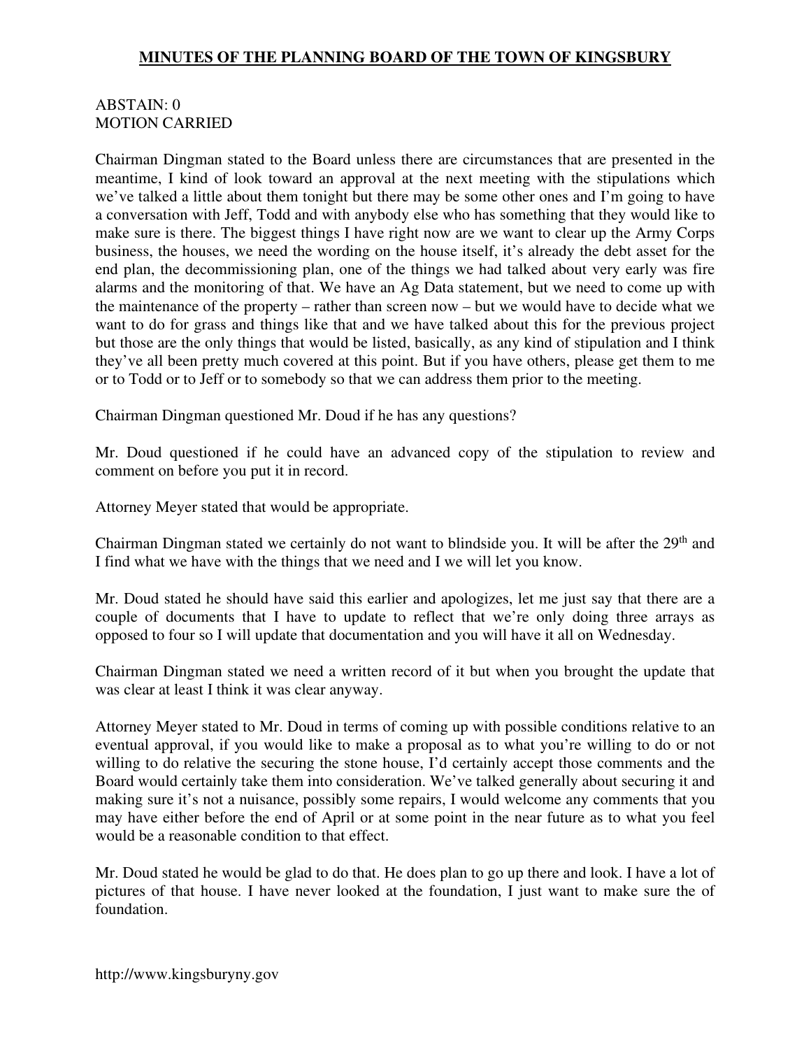ABSTAIN: 0
MOTION CARRIED

Chairman Dingman stated to the Board unless there are circumstances that are presented in the meantime, I kind of look toward an approval at the next meeting with the stipulations which we've talked a little about them tonight but there may be some other ones and I'm going to have a conversation with Jeff, Todd and with anybody else who has something that they would like to make sure is there. The biggest things I have right now are we want to clear up the Army Corps business, the houses, we need the wording on the house itself, it's already the debt asset for the end plan, the decommissioning plan, one of the things we had talked about very early was fire alarms and the monitoring of that. We have an Ag Data statement, but we need to come up with the maintenance of the property – rather than screen now – but we would have to decide what we want to do for grass and things like that and we have talked about this for the previous project but those are the only things that would be listed, basically, as any kind of stipulation and I think they've all been pretty much covered at this point. But if you have others, please get them to me or to Todd or to Jeff or to somebody so that we can address them prior to the meeting.

Chairman Dingman questioned Mr. Doud if he has any questions?

Mr. Doud questioned if he could have an advanced copy of the stipulation to review and comment on before you put it in record.

Attorney Meyer stated that would be appropriate.

Chairman Dingman stated we certainly do not want to blindside you. It will be after the 29th and I find what we have with the things that we need and I we will let you know.

Mr. Doud stated he should have said this earlier and apologizes, let me just say that there are a couple of documents that I have to update to reflect that we're only doing three arrays as opposed to four so I will update that documentation and you will have it all on Wednesday.

Chairman Dingman stated we need a written record of it but when you brought the update that was clear at least I think it was clear anyway.

Attorney Meyer stated to Mr. Doud in terms of coming up with possible conditions relative to an eventual approval, if you would like to make a proposal as to what you're willing to do or not willing to do relative the securing the stone house, I'd certainly accept those comments and the Board would certainly take them into consideration. We've talked generally about securing it and making sure it's not a nuisance, possibly some repairs, I would welcome any comments that you may have either before the end of April or at some point in the near future as to what you feel would be a reasonable condition to that effect.

Mr. Doud stated he would be glad to do that. He does plan to go up there and look. I have a lot of pictures of that house. I have never looked at the foundation, I just want to make sure the of foundation.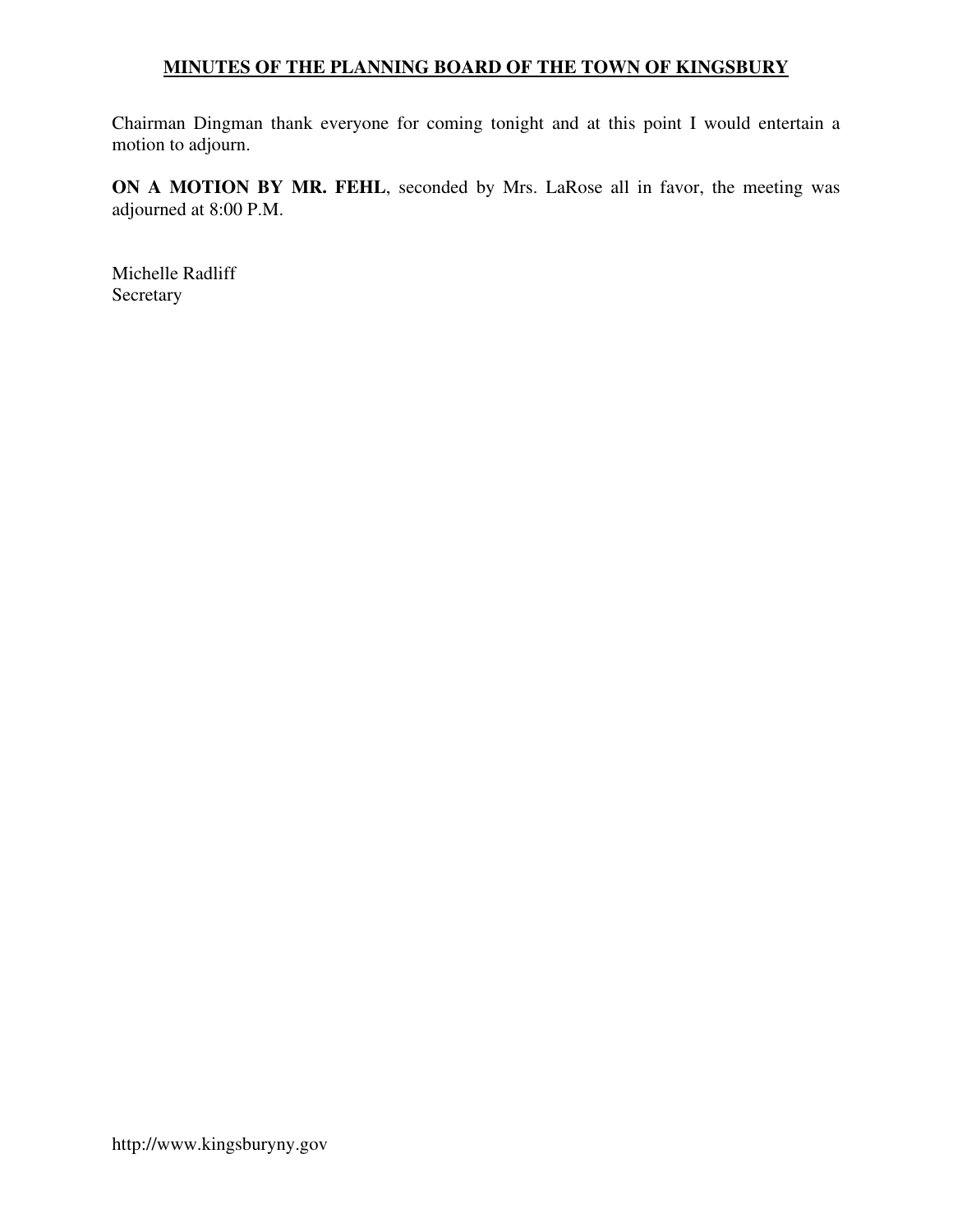**MINUTES OF THE PLANNING BOARD OF THE TOWN OF KINGSBURY**

Chairman Dingman thank everyone for coming tonight and at this point I would entertain a motion to adjourn.

**ON A MOTION BY MR. FEHL**, seconded by Mrs. LaRose all in favor, the meeting was adjourned at 8:00 P.M.

Michelle Radliff
Secretary

http://www.kingsburyny.gov